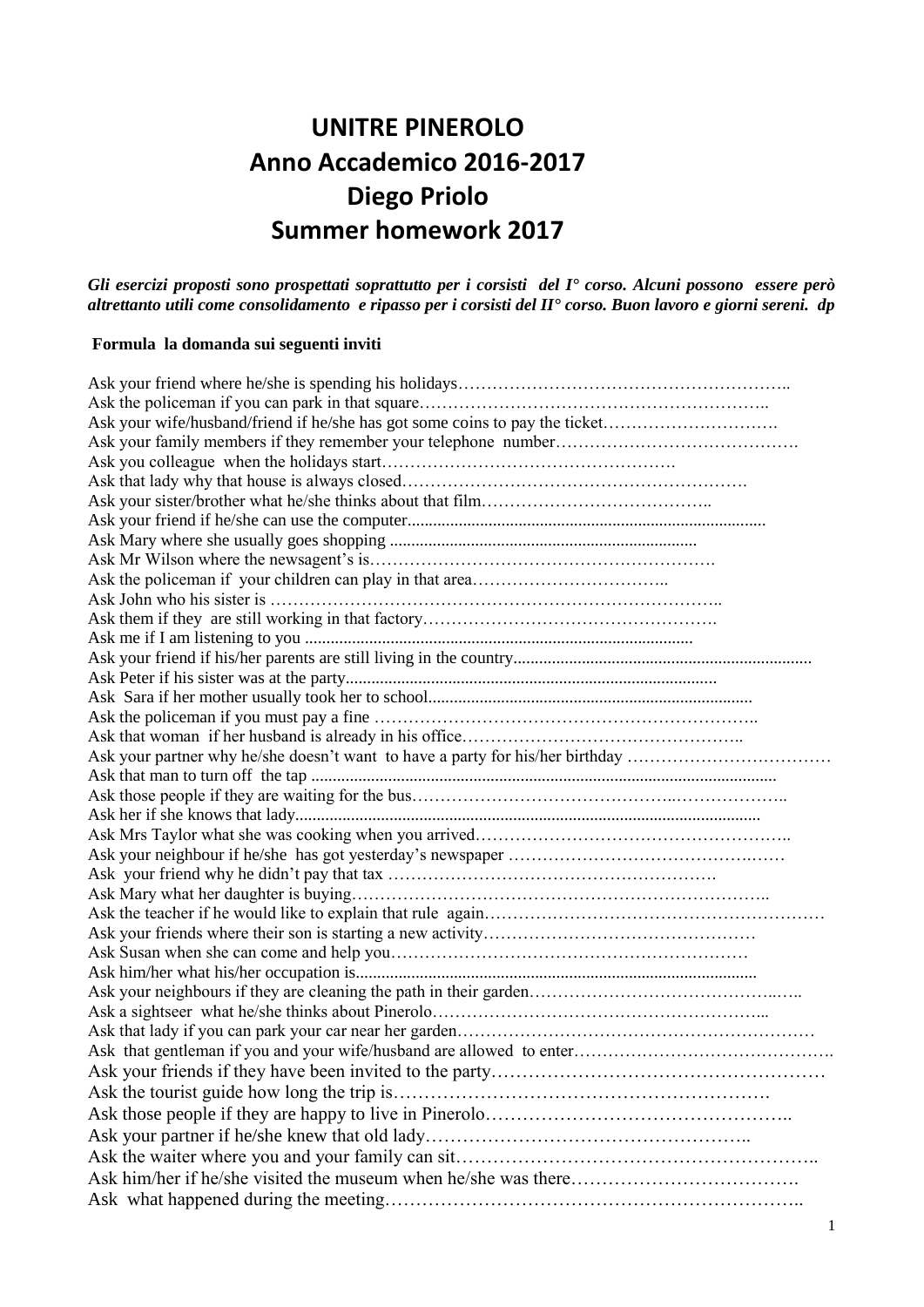# UNITRE PINEROLO
# Anno Accademico 2016-2017
# Diego Priolo
# Summer homework 2017

***Gli esercizi proposti sono prospettati soprattutto per i corsisti del I° corso. Alcuni possono essere però altrettanto utili come consolidamento e ripasso per i corsisti del II° corso. Buon lavoro e giorni sereni. dp***

**Formula la domanda sui seguenti inviti**

Ask your friend where he/she is spending his holidays…………………………………………………..
Ask the policeman if you can park in that square……………………………………………………..
Ask your wife/husband/friend if he/she has got some coins to pay the ticket………………………….
Ask your family members if they remember your telephone number…………………………………….
Ask you colleague when the holidays start…………………………………………….
Ask that lady why that house is always closed…………………………………………………….
Ask your sister/brother what he/she thinks about that film………………………………..
Ask your friend if he/she can use the computer..................................................................................
Ask Mary where she usually goes shopping ......................................................................
Ask Mr Wilson where the newsagent's is…………………………………………………….
Ask the policeman if your children can play in that area……………………………..
Ask John who his sister is …………………………………………………………………..
Ask them if they are still working in that factory…………………………………………….
Ask me if I am listening to you ..........................................................................................
Ask your friend if his/her parents are still living in the country.....................................................................
Ask Peter if his sister was at the party......................................................................................
Ask Sara if her mother usually took her to school...........................................................................
Ask the policeman if you must pay a fine …………………………………………………………..
Ask that woman if her husband is already in his office…………………………………………..
Ask your partner why he/she doesn't want to have a party for his/her birthday ………………………………
Ask that man to turn off the tap ............................................................................................................
Ask those people if they are waiting for the bus……………………………………..………………..
Ask her if she knows that lady...........................................................................................................
Ask Mrs Taylor what she was cooking when you arrived………………………………………………..
Ask your neighbour if he/she has got yesterday's newspaper ……………………………………….……
Ask your friend why he didn't pay that tax ………………………………………………….
Ask Mary what her daughter is buying……………………………………………………………..
Ask the teacher if he would like to explain that rule again……………………………………………………
Ask your friends where their son is starting a new activity…………………………………………
Ask Susan when she can come and help you……………………………………………………
Ask him/her what his/her occupation is.............................................................................................
Ask your neighbours if they are cleaning the path in their garden……………………………………..…..
Ask a sightseer what he/she thinks about Pinerolo…………………………………………………...
Ask that lady if you can park your car near her garden……………………………………………………
Ask that gentleman if you and your wife/husband are allowed to enter……………………………………….
Ask your friends if they have been invited to the party………………………………………………
Ask the tourist guide how long the trip is…………………………………………………….
Ask those people if they are happy to live in Pinerolo…………………………………………..
Ask your partner if he/she knew that old lady……………………………………………..
Ask the waiter where you and your family can sit…………………………………………………..
Ask him/her if he/she visited the museum when he/she was there……………………………….
Ask what happened during the meeting…………………………………………………………..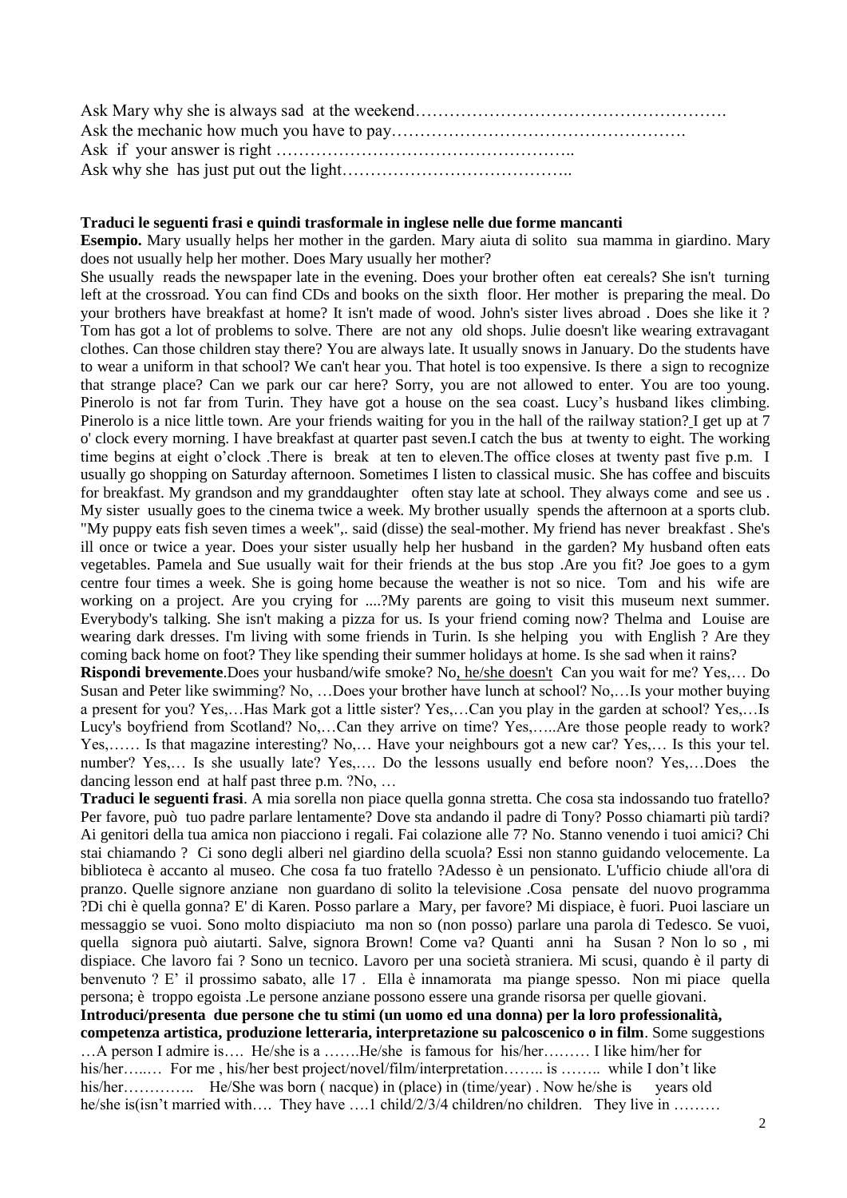Ask Mary why she is always sad at the weekend……………………………………………….
Ask the mechanic how much you have to pay…………………………………………….
Ask if your answer is right ……………………………………………..
Ask why she has just put out the light…………………………………..

**Traduci le seguenti frasi e quindi trasformale in inglese nelle due forme mancanti**

**Esempio.** Mary usually helps her mother in the garden. Mary aiuta di solito sua mamma in giardino. Mary does not usually help her mother. Does Mary usually her mother?

She usually reads the newspaper late in the evening. Does your brother often eat cereals? She isn't turning left at the crossroad. You can find CDs and books on the sixth floor. Her mother is preparing the meal. Do your brothers have breakfast at home? It isn't made of wood. John's sister lives abroad . Does she like it ? Tom has got a lot of problems to solve. There are not any old shops. Julie doesn't like wearing extravagant clothes. Can those children stay there? You are always late. It usually snows in January. Do the students have to wear a uniform in that school? We can't hear you. That hotel is too expensive. Is there a sign to recognize that strange place? Can we park our car here? Sorry, you are not allowed to enter. You are too young. Pinerolo is not far from Turin. They have got a house on the sea coast. Lucy's husband likes climbing. Pinerolo is a nice little town. Are your friends waiting for you in the hall of the railway station? I get up at 7 o' clock every morning. I have breakfast at quarter past seven.I catch the bus at twenty to eight. The working time begins at eight o'clock .There is break at ten to eleven.The office closes at twenty past five p.m. I usually go shopping on Saturday afternoon. Sometimes I listen to classical music. She has coffee and biscuits for breakfast. My grandson and my granddaughter often stay late at school. They always come and see us . My sister usually goes to the cinema twice a week. My brother usually spends the afternoon at a sports club. "My puppy eats fish seven times a week",. said (disse) the seal-mother. My friend has never breakfast . She's ill once or twice a year. Does your sister usually help her husband in the garden? My husband often eats vegetables. Pamela and Sue usually wait for their friends at the bus stop .Are you fit? Joe goes to a gym centre four times a week. She is going home because the weather is not so nice. Tom and his wife are working on a project. Are you crying for ....?My parents are going to visit this museum next summer. Everybody's talking. She isn't making a pizza for us. Is your friend coming now? Thelma and Louise are wearing dark dresses. I'm living with some friends in Turin. Is she helping you with English ? Are they coming back home on foot? They like spending their summer holidays at home. Is she sad when it rains?

**Rispondi brevemente**.Does your husband/wife smoke? No, he/she doesn't Can you wait for me? Yes,… Do Susan and Peter like swimming? No, …Does your brother have lunch at school? No,…Is your mother buying a present for you? Yes,…Has Mark got a little sister? Yes,…Can you play in the garden at school? Yes,…Is Lucy's boyfriend from Scotland? No,…Can they arrive on time? Yes,…..Are those people ready to work? Yes,…… Is that magazine interesting? No,… Have your neighbours got a new car? Yes,… Is this your tel. number? Yes,… Is she usually late? Yes,…. Do the lessons usually end before noon? Yes,…Does the dancing lesson end at half past three p.m. ?No, …

**Traduci le seguenti frasi**. A mia sorella non piace quella gonna stretta. Che cosa sta indossando tuo fratello? Per favore, può tuo padre parlare lentamente? Dove sta andando il padre di Tony? Posso chiamarti più tardi? Ai genitori della tua amica non piacciono i regali. Fai colazione alle 7? No. Stanno venendo i tuoi amici? Chi stai chiamando ? Ci sono degli alberi nel giardino della scuola? Essi non stanno guidando velocemente. La biblioteca è accanto al museo. Che cosa fa tuo fratello ?Adesso è un pensionato. L'ufficio chiude all'ora di pranzo. Quelle signore anziane non guardano di solito la televisione .Cosa pensate del nuovo programma ?Di chi è quella gonna? E' di Karen. Posso parlare a Mary, per favore? Mi dispiace, è fuori. Puoi lasciare un messaggio se vuoi. Sono molto dispiaciuto ma non so (non posso) parlare una parola di Tedesco. Se vuoi, quella signora può aiutarti. Salve, signora Brown! Come va? Quanti anni ha Susan ? Non lo so , mi dispiace. Che lavoro fai ? Sono un tecnico. Lavoro per una società straniera. Mi scusi, quando è il party di benvenuto ? E' il prossimo sabato, alle 17 . Ella è innamorata ma piange spesso. Non mi piace quella persona; è troppo egoista .Le persone anziane possono essere una grande risorsa per quelle giovani.

**Introduci/presenta due persone che tu stimi (un uomo ed una donna) per la loro professionalità, competenza artistica, produzione letteraria, interpretazione su palcoscenico o in film**. Some suggestions …A person I admire is…. He/she is a …….He/she is famous for his/her……… I like him/her for his/her…..… For me , his/her best project/novel/film/interpretation…….. is …….. while I don't like his/her………….. He/She was born ( nacque) in (place) in (time/year) . Now he/she is years old he/she is(isn't married with…. They have ….1 child/2/3/4 children/no children. They live in ………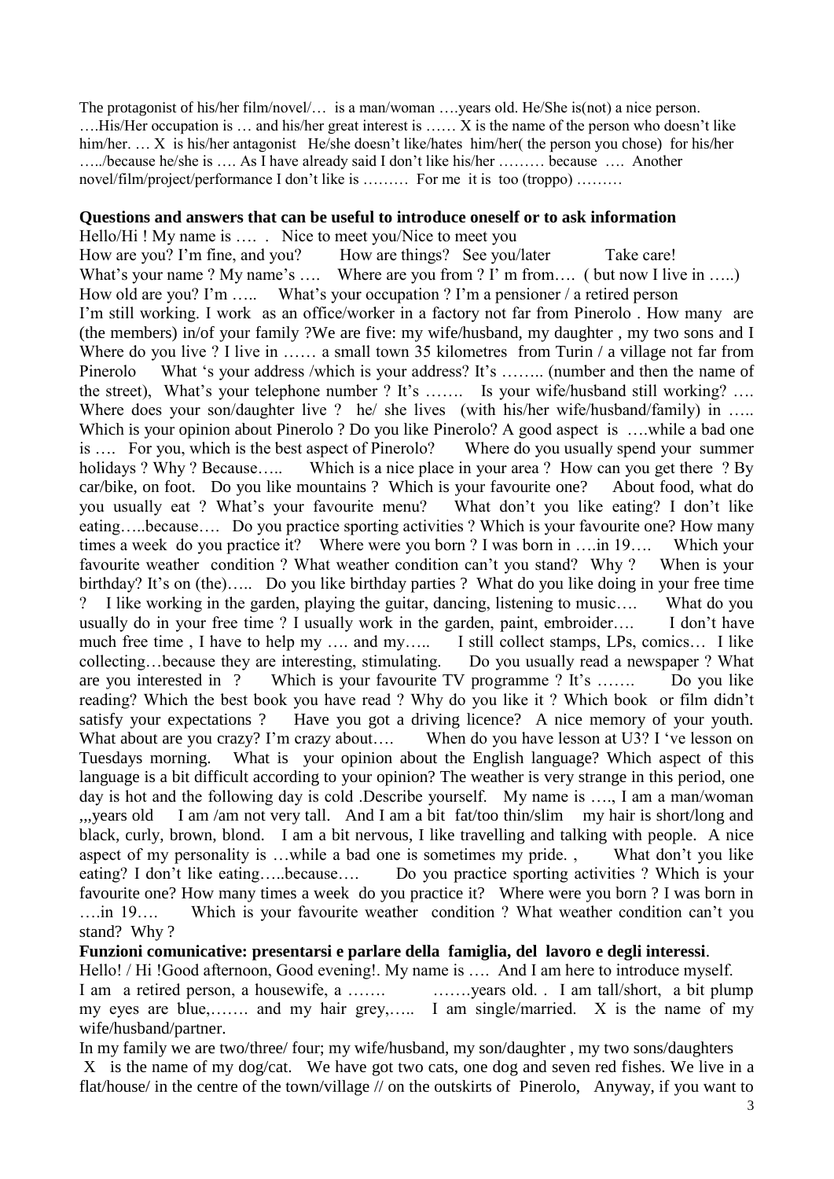The protagonist of his/her film/novel/… is a man/woman ….years old. He/She is(not) a nice person. ….His/Her occupation is … and his/her great interest is …… X is the name of the person who doesn't like him/her. … X is his/her antagonist He/she doesn't like/hates him/her( the person you chose) for his/her …../because he/she is …. As I have already said I don't like his/her ……… because …. Another novel/film/project/performance I don't like is ……… For me it is too (troppo) ………

**Questions and answers that can be useful to introduce oneself or to ask information**

Hello/Hi ! My name is …. . Nice to meet you/Nice to meet you
How are you? I'm fine, and you? How are things? See you/later Take care!
What's your name ? My name's …. Where are you from ? I' m from…. ( but now I live in …..)
How old are you? I'm ….. What's your occupation ? I'm a pensioner / a retired person
I'm still working. I work as an office/worker in a factory not far from Pinerolo . How many are (the members) in/of your family ?We are five: my wife/husband, my daughter , my two sons and I
Where do you live ? I live in …… a small town 35 kilometres from Turin / a village not far from Pinerolo What 's your address /which is your address? It's …….. (number and then the name of the street), What's your telephone number ? It's ……. Is your wife/husband still working? …. Where does your son/daughter live ? he/ she lives (with his/her wife/husband/family) in ….. Which is your opinion about Pinerolo ? Do you like Pinerolo? A good aspect is ….while a bad one is …. For you, which is the best aspect of Pinerolo? Where do you usually spend your summer holidays ? Why ? Because….. Which is a nice place in your area ? How can you get there ? By car/bike, on foot. Do you like mountains ? Which is your favourite one? About food, what do you usually eat ? What's your favourite menu? What don't you like eating? I don't like eating…..because…. Do you practice sporting activities ? Which is your favourite one? How many times a week do you practice it? Where were you born ? I was born in ….in 19…. Which your favourite weather condition ? What weather condition can't you stand? Why ? When is your birthday? It's on (the)….. Do you like birthday parties ? What do you like doing in your free time ? I like working in the garden, playing the guitar, dancing, listening to music…. What do you usually do in your free time ? I usually work in the garden, paint, embroider…. I don't have much free time , I have to help my …. and my….. I still collect stamps, LPs, comics… I like collecting…because they are interesting, stimulating. Do you usually read a newspaper ? What are you interested in ? Which is your favourite TV programme ? It's ……. Do you like reading? Which the best book you have read ? Why do you like it ? Which book or film didn't satisfy your expectations ? Have you got a driving licence? A nice memory of your youth. What about are you crazy? I'm crazy about…. When do you have lesson at U3? I 've lesson on Tuesdays morning. What is your opinion about the English language? Which aspect of this language is a bit difficult according to your opinion? The weather is very strange in this period, one day is hot and the following day is cold .Describe yourself. My name is …., I am a man/woman ,,,years old I am /am not very tall. And I am a bit fat/too thin/slim my hair is short/long and black, curly, brown, blond. I am a bit nervous, I like travelling and talking with people. A nice aspect of my personality is …while a bad one is sometimes my pride. , What don't you like eating? I don't like eating…..because…. Do you practice sporting activities ? Which is your favourite one? How many times a week do you practice it? Where were you born ? I was born in ….in 19…. Which is your favourite weather condition ? What weather condition can't you stand? Why ?

**Funzioni comunicative: presentarsi e parlare della famiglia, del lavoro e degli interessi**.

Hello! / Hi !Good afternoon, Good evening!. My name is …. And I am here to introduce myself.
I am a retired person, a housewife, a ……. …….years old. . I am tall/short, a bit plump my eyes are blue,……. and my hair grey,….. I am single/married. X is the name of my wife/husband/partner.

In my family we are two/three/ four; my wife/husband, my son/daughter , my two sons/daughters
X is the name of my dog/cat. We have got two cats, one dog and seven red fishes. We live in a flat/house/ in the centre of the town/village // on the outskirts of Pinerolo, Anyway, if you want to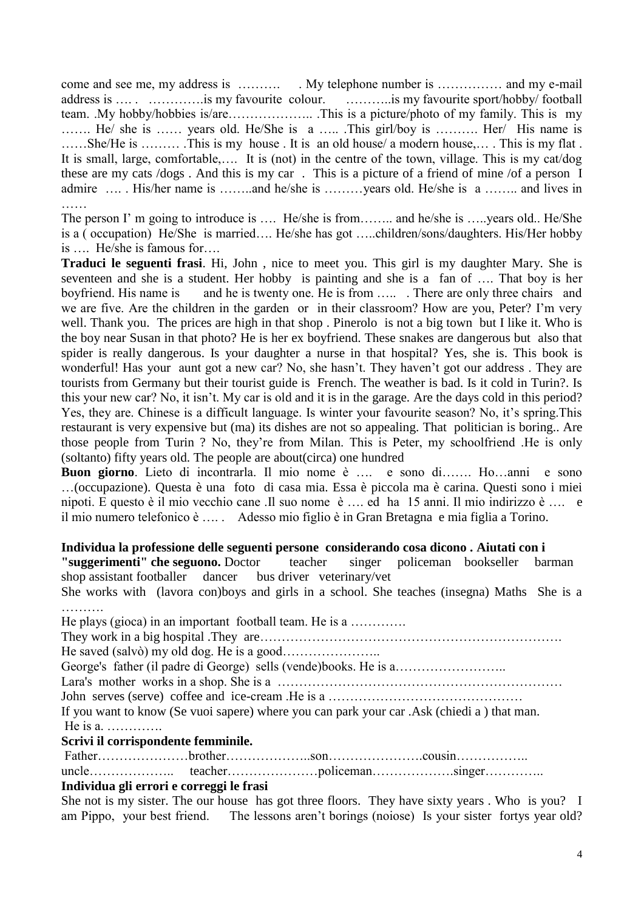come and see me, my address is ………. . My telephone number is …………… and my e-mail address is …. . ………….is my favourite colour. ………..is my favourite sport/hobby/ football team. .My hobby/hobbies is/are……………….. .This is a picture/photo of my family. This is my ……. He/ she is …… years old. He/She is a ….. .This girl/boy is ………. Her/ His name is ……She/He is ……… .This is my house . It is an old house/ a modern house,… . This is my flat . It is small, large, comfortable,…. It is (not) in the centre of the town, village. This is my cat/dog these are my cats /dogs . And this is my car . This is a picture of a friend of mine /of a person I admire …. . His/her name is ……..and he/she is ………years old. He/she is a …….. and lives in ……

The person I' m going to introduce is …. He/she is from…….. and he/she is …..years old.. He/She is a ( occupation) He/She is married…. He/she has got …..children/sons/daughters. His/Her hobby is …. He/she is famous for….

**Traduci le seguenti frasi**. Hi, John , nice to meet you. This girl is my daughter Mary. She is seventeen and she is a student. Her hobby is painting and she is a fan of …. That boy is her boyfriend. His name is and he is twenty one. He is from ….. . There are only three chairs and we are five. Are the children in the garden or in their classroom? How are you, Peter? I'm very well. Thank you. The prices are high in that shop . Pinerolo is not a big town but I like it. Who is the boy near Susan in that photo? He is her ex boyfriend. These snakes are dangerous but also that spider is really dangerous. Is your daughter a nurse in that hospital? Yes, she is. This book is wonderful! Has your aunt got a new car? No, she hasn't. They haven't got our address . They are tourists from Germany but their tourist guide is French. The weather is bad. Is it cold in Turin?. Is this your new car? No, it isn't. My car is old and it is in the garage. Are the days cold in this period? Yes, they are. Chinese is a difficult language. Is winter your favourite season? No, it's spring.This restaurant is very expensive but (ma) its dishes are not so appealing. That politician is boring.. Are those people from Turin ? No, they're from Milan. This is Peter, my schoolfriend .He is only (soltanto) fifty years old. The people are about(circa) one hundred

**Buon giorno**. Lieto di incontrarla. Il mio nome è …. e sono di……. Ho…anni e sono …(occupazione). Questa è una foto di casa mia. Essa è piccola ma è carina. Questi sono i miei nipoti. E questo è il mio vecchio cane .Il suo nome è …. ed ha 15 anni. Il mio indirizzo è …. e il mio numero telefonico è …. . Adesso mio figlio è in Gran Bretagna e mia figlia a Torino.

**Individua la professione delle seguenti persone considerando cosa dicono . Aiutati con i "suggerimenti" che seguono.** Doctor teacher singer policeman bookseller barman shop assistant footballer dancer bus driver veterinary/vet

She works with (lavora con)boys and girls in a school. She teaches (insegna) Maths She is a ……….

He plays (gioca) in an important football team. He is a ………….

They work in a big hospital .They are…………………………………………………………….

He saved (salvò) my old dog. He is a good…………………..

George's father (il padre di George) sells (vende)books. He is a……………………..

Lara's mother works in a shop. She is a …………………………………………………………

John serves (serve) coffee and ice-cream .He is a ………………………………………

If you want to know (Se vuoi sapere) where you can park your car .Ask (chiedi a ) that man. He is a. ………….

**Scrivi il corrispondente femminile.**

Father…………………brother………………..son………………….cousin……………..

uncle……………….. teacher…………………policeman……………….singer…………..

**Individua gli errori e correggi le frasi**

She not is my sister. The our house has got three floors. They have sixty years . Who is you? I am Pippo, your best friend. The lessons aren't borings (noiose) Is your sister fortys year old?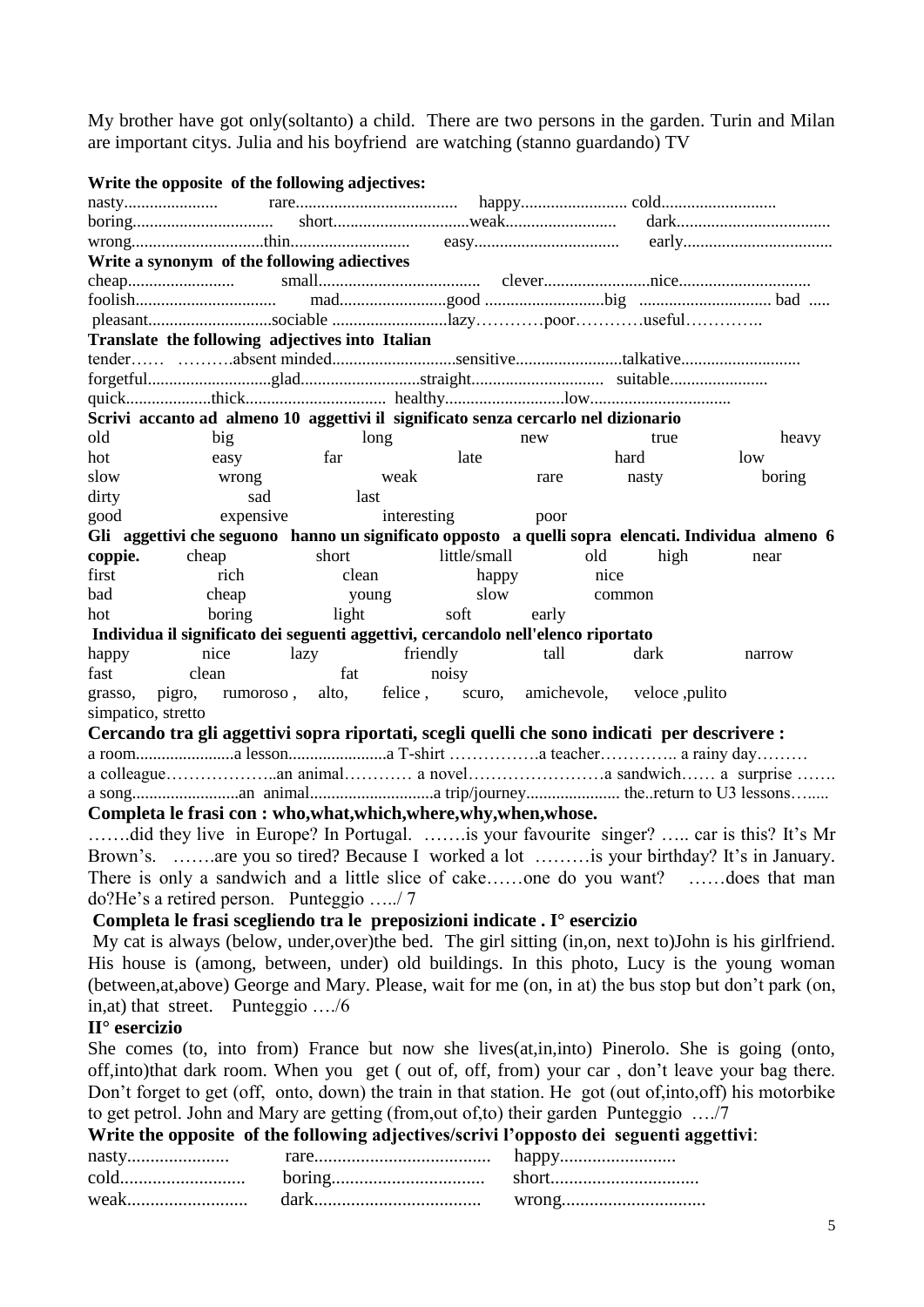My brother have got only(soltanto) a child. There are two persons in the garden. Turin and Milan are important citys. Julia and his boyfriend are watching (stanno guardando) TV

**Write the opposite of the following adjectives:**

nasty...................... rare...................................... happy......................... cold...........................
boring................................. short................................weak.......................... dark....................................
wrong...............................thin........................... easy.................................. early...................................

**Write a synonym of the following adiectives**

cheap......................... small...................................... clever.........................nice...............................
foolish................................. mad.........................good ............................big ............................... bad .....
pleasant.............................sociable ...........................lazy…………poor…………useful…………..

**Translate the following adjectives into Italian**

tender…… ……….absent minded.............................sensitive.........................talkative............................
forgetful.............................glad............................straight............................... suitable.......................
quick....................thick................................. healthy............................low.................................

**Scrivi accanto ad almeno 10 aggettivi il significato senza cercarlo nel dizionario**

old big long new true heavy
hot easy far late hard low
slow wrong weak rare nasty boring
dirty sad last
good expensive interesting poor

**Gli aggettivi che seguono hanno un significato opposto a quelli sopra elencati. Individua almeno 6 coppie.** cheap short little/small old high near
first rich clean happy nice
bad cheap young slow common
hot boring light soft early

**Individua il significato dei seguenti aggettivi, cercandolo nell'elenco riportato**

happy nice lazy friendly tall dark narrow
fast clean fat noisy
grasso, pigro, rumoroso , alto, felice , scuro, amichevole, veloce ,pulito
simpatico, stretto

**Cercando tra gli aggettivi sopra riportati, scegli quelli che sono indicati per descrivere :**

a room.......................a lesson.......................a T-shirt …………….a teacher………….. a rainy day………
a colleague………………..an animal………… a novel……………………a sandwich…… a surprise …….
a song.........................an animal.............................a trip/journey...................... the..return to U3 lessons…....

**Completa le frasi con : who,what,which,where,why,when,whose.**

…….did they live in Europe? In Portugal. …….is your favourite singer? ….. car is this? It's Mr Brown's. …….are you so tired? Because I worked a lot ………is your birthday? It's in January. There is only a sandwich and a little slice of cake……one do you want? ……does that man do?He's a retired person. Punteggio …../ 7

**Completa le frasi scegliendo tra le preposizioni indicate . I° esercizio**

My cat is always (below, under,over)the bed. The girl sitting (in,on, next to)John is his girlfriend. His house is (among, between, under) old buildings. In this photo, Lucy is the young woman (between,at,above) George and Mary. Please, wait for me (on, in at) the bus stop but don't park (on, in,at) that street. Punteggio …./6

**II° esercizio**

She comes (to, into from) France but now she lives(at,in,into) Pinerolo. She is going (onto, off,into)that dark room. When you get ( out of, off, from) your car , don't leave your bag there. Don't forget to get (off, onto, down) the train in that station. He got (out of,into,off) his motorbike to get petrol. John and Mary are getting (from,out of,to) their garden Punteggio …./7

**Write the opposite of the following adjectives/scrivi l'opposto dei seguenti aggettivi**:

nasty...................... rare...................................... happy.........................
cold........................... boring................................. short................................
weak.......................... dark.................................... wrong...............................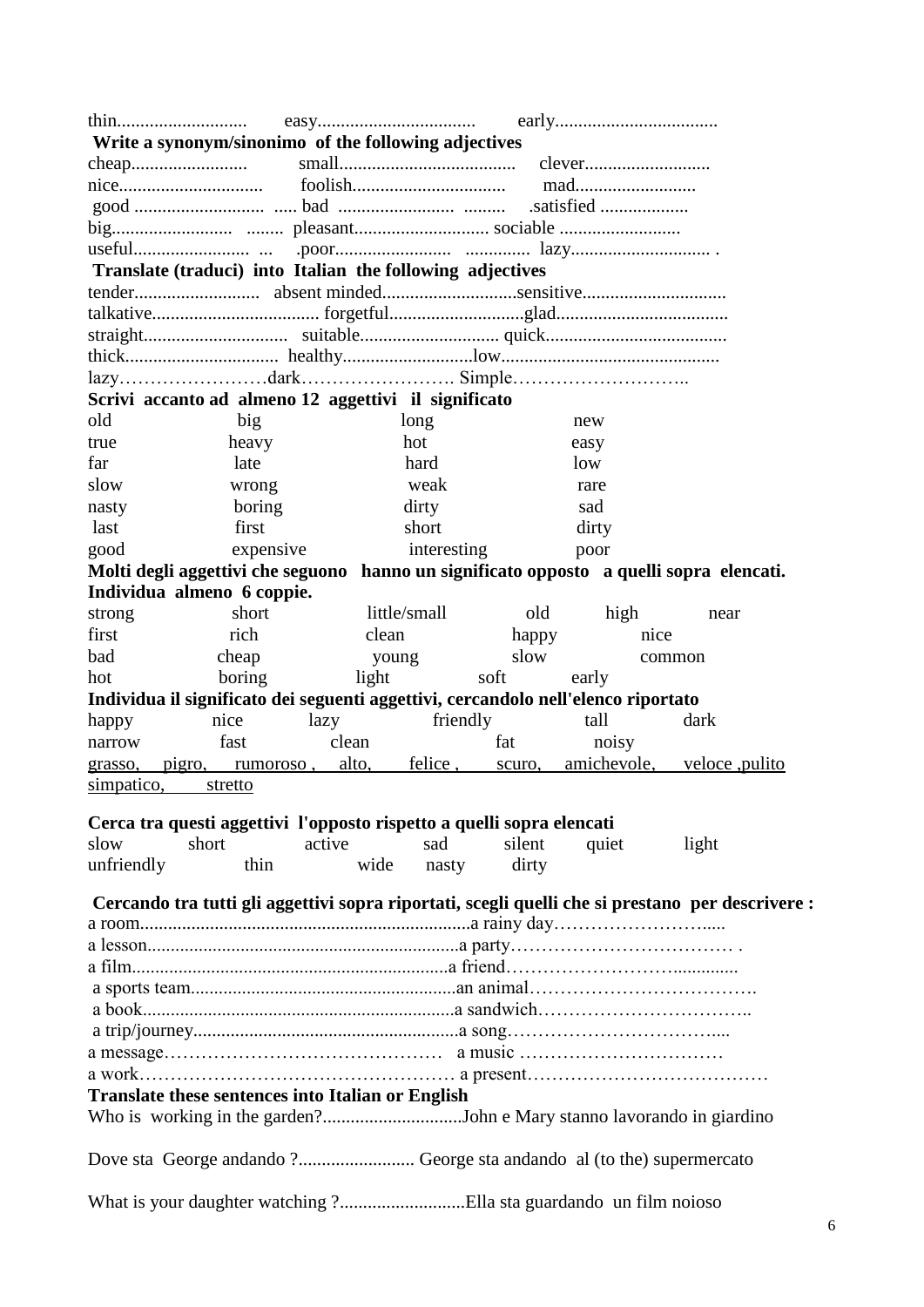thin........................... easy................................ early..................................

**Write a synonym/sinonimo of the following adjectives**

cheap......................... small..................................... clever..........................
nice.............................. foolish................................ mad.........................
good ............................ ..... bad ......................... ......... .satisfied ..................
big.......................... ........ pleasant............................ sociable ..........................
useful......................... ... .poor......................... .............. lazy.............................. .

**Translate (traduci) into Italian the following adjectives**

tender........................... absent minded............................sensitive..............................
talkative.................................... forgetful............................glad.....................................
straight............................... suitable.............................. quick.......................................
thick................................ healthy............................low..............................................
lazy……………………dark……………………. Simple………………………..

**Scrivi accanto ad almeno 12 aggettivi il significato**

| | | | |
|---|---|---|---|
| old | big | long | new |
| true | heavy | hot | easy |
| far | late | hard | low |
| slow | wrong | weak | rare |
| nasty | boring | dirty | sad |
| last | first | short | dirty |
| good | expensive | interesting | poor |

**Molti degli aggettivi che seguono hanno un significato opposto a quelli sopra elencati. Individua almeno 6 coppie.**

| | | | | | |
|---|---|---|---|---|---|
| strong | short | little/small | old | high | near |
| first | rich | clean | happy | nice | |
| bad | cheap | young | slow | common | |
| hot | boring | light | soft | early | |

**Individua il significato dei seguenti aggettivi, cercandolo nell'elenco riportato**

| | | | | | |
|---|---|---|---|---|---|
| happy | nice | lazy | friendly | tall | dark |
| narrow | fast | clean | fat | noisy | |

grasso, pigro, rumoroso , alto, felice , scuro, amichevole, veloce ,pulito simpatico, stretto

**Cerca tra questi aggettivi l'opposto rispetto a quelli sopra elencati**

| | | | | | | |
|---|---|---|---|---|---|---|
| slow | short | active | sad | silent | quiet | light |
| unfriendly | thin | wide | nasty | dirty | | |

**Cercando tra tutti gli aggettivi sopra riportati, scegli quelli che si prestano per descrivere :**

a room.......................................................................a rainy day……………………….....
a lesson...................................................................a party……………………………… .
a film....................................................................a friend……………………….............
a sports team.........................................................an animal……………………………….
a book...................................................................a sandwich……………………………..
a trip/journey.........................................................a song…………………………….....
a message……………………………………… a music ……………………………
a work…………………………………………… a present…………………………………

**Translate these sentences into Italian or English**

Who is working in the garden?..............................John e Mary stanno lavorando in giardino

Dove sta George andando ?......................... George sta andando al (to the) supermercato

What is your daughter watching ?..........................Ella sta guardando un film noioso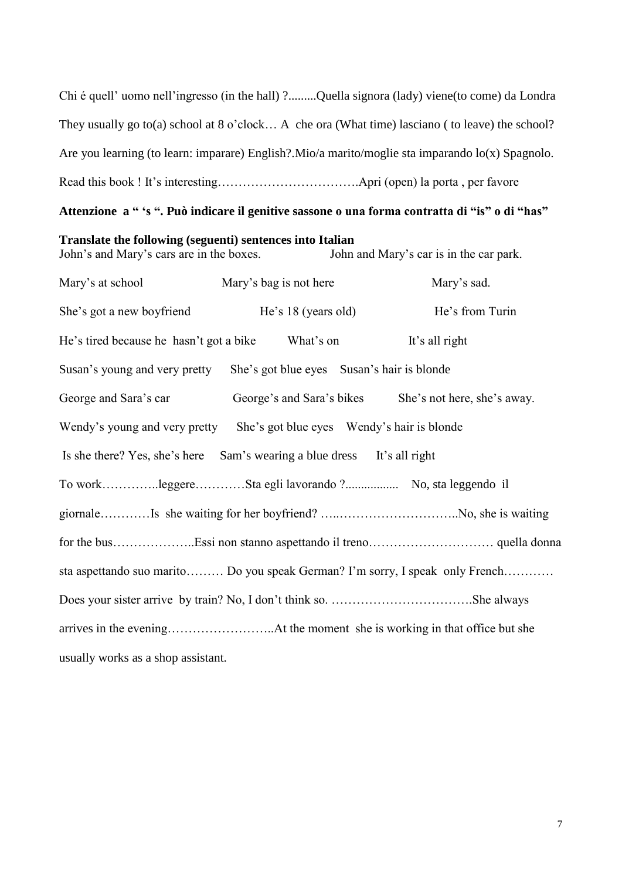Chi é quell' uomo nell'ingresso (in the hall) ?.........Quella signora (lady) viene(to come) da Londra

They usually go to(a) school at 8 o'clock… A che ora (What time) lasciano ( to leave) the school?

Are you learning (to learn: imparare) English?.Mio/a marito/moglie sta imparando lo(x) Spagnolo.

Read this book ! It's interesting…………………………….Apri (open) la porta , per favore

**Attenzione a " 's ". Può indicare il genitive sassone o una forma contratta di "is" o di "has"**

**Translate the following (seguenti) sentences into Italian**

John's and Mary's cars are in the boxes. John and Mary's car is in the car park.

Mary's at school Mary's bag is not here Mary's sad.

She's got a new boyfriend He's 18 (years old) He's from Turin

He's tired because he hasn't got a bike What's on It's all right

Susan's young and very pretty She's got blue eyes Susan's hair is blonde

George and Sara's car George's and Sara's bikes She's not here, she's away.

Wendy's young and very pretty She's got blue eyes Wendy's hair is blonde

Is she there? Yes, she's here Sam's wearing a blue dress It's all right

To work…………..leggere…………Sta egli lavorando ?................ No, sta leggendo il giornale…………Is she waiting for her boyfriend? …..………………………..No, she is waiting for the bus………………..Essi non stanno aspettando il treno………………………… quella donna sta aspettando suo marito……… Do you speak German? I'm sorry, I speak only French………… Does your sister arrive by train? No, I don't think so. …………………………….She always arrives in the evening……………………..At the moment she is working in that office but she usually works as a shop assistant.